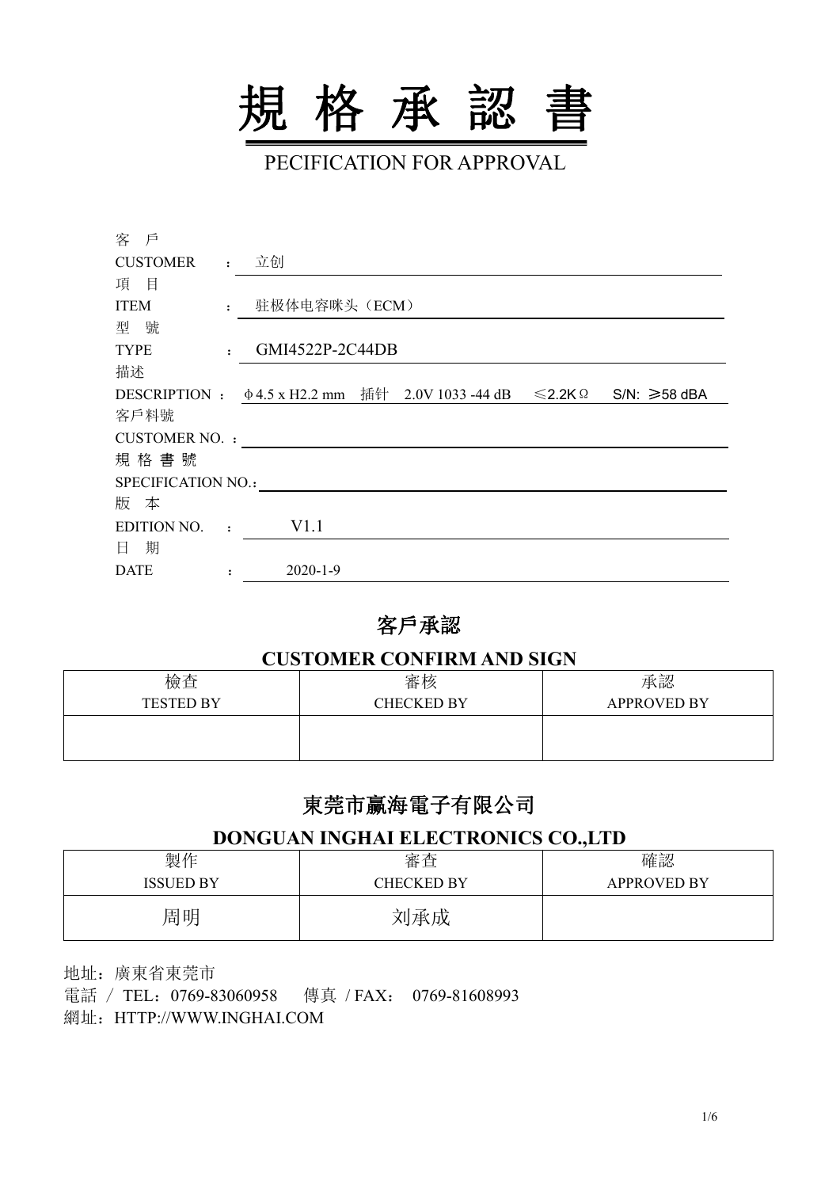# 規 格 承 認 書

PECIFICATION FOR APPROVAL

客 戶
CUSTOMER ： 立创

項 目
ITEM ： 驻极体电容咪头（ECM）

型 號
TYPE ： GMI4522P-2C44DB

描述
DESCRIPTION ： ф4.5 x H2.2 mm 插针 2.0V 1033 -44 dB ≤2.2KΩ S/N: ≥58 dBA

客戶料號
CUSTOMER NO. ：

規 格 書 號
SPECIFICATION NO.：

版 本
EDITION NO. ： V1.1

日 期
DATE ： 2020-1-9

## 客戶承認

## CUSTOMER CONFIRM AND SIGN

| 檢查<br>TESTED BY | 審核<br>CHECKED BY | 承認<br>APPROVED BY |
|---|---|---|
| | | |

## 東莞市贏海電子有限公司

## DONGUAN INGHAI ELECTRONICS CO.,LTD

| 製作<br>ISSUED BY | 審查<br>CHECKED BY | 確認<br>APPROVED BY |
|---|---|---|
| 周明 | 刘承成 | |

地址：廣東省東莞市
電話 / TEL：0769-83060958 傳真 / FAX： 0769-81608993
網址：HTTP://WWW.INGHAI.COM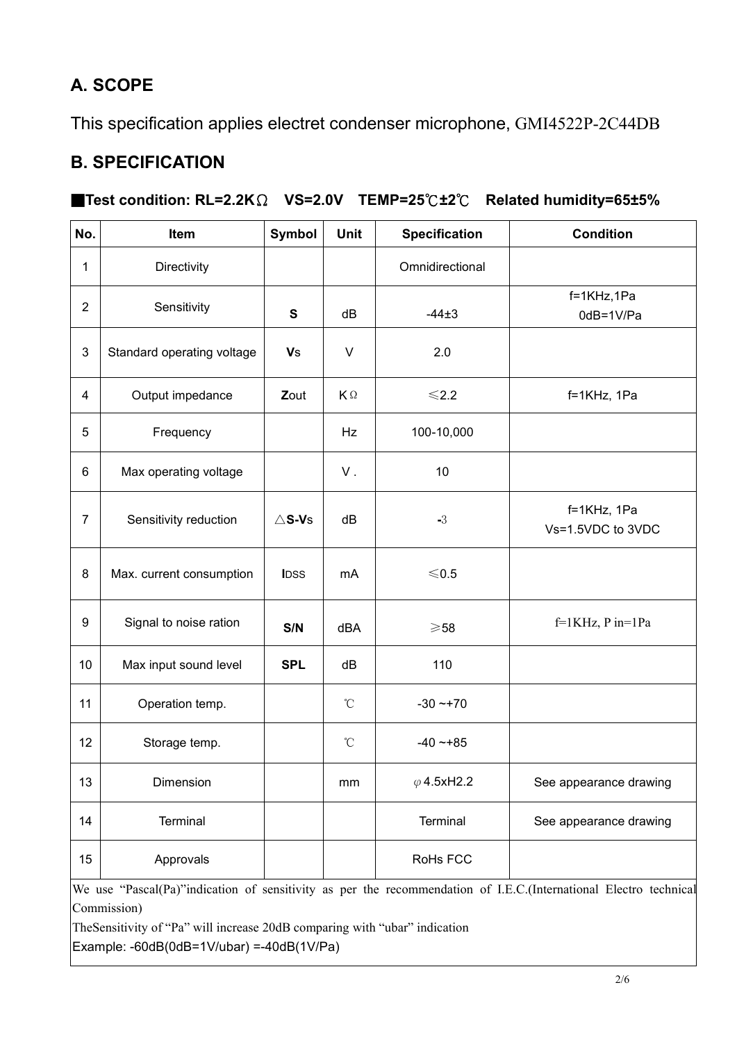## A. SCOPE

This specification applies electret condenser microphone, GMI4522P-2C44DB

## B. SPECIFICATION

■**Test condition: RL=2.2KΩ VS=2.0V TEMP=25℃±2℃ Related humidity=65±5%**

| No. | Item | Symbol | Unit | Specification | Condition |
|---|---|---|---|---|---|
| 1 | Directivity | | | Omnidirectional | |
| 2 | Sensitivity | **S** | dB | -44±3 | f=1KHz,1Pa 0dB=1V/Pa |
| 3 | Standard operating voltage | **V**s | V | 2.0 | |
| 4 | Output impedance | **Z**out | KΩ | ≤2.2 | f=1KHz, 1Pa |
| 5 | Frequency | | Hz | 100-10,000 | |
| 6 | Max operating voltage | | V . | 10 | |
| 7 | Sensitivity reduction | △**S-V**s | dB | **-**3 | f=1KHz, 1Pa Vs=1.5VDC to 3VDC |
| 8 | Max. current consumption | **I**DSS | mA | ≤0.5 | |
| 9 | Signal to noise ration | **S/N** | dBA | ≥58 | f=1KHz, P in=1Pa |
| 10 | Max input sound level | **SPL** | dB | 110 | |
| 11 | Operation temp. | | ℃ | -30 ~+70 | |
| 12 | Storage temp. | | ℃ | -40 ~+85 | |
| 13 | Dimension | | mm | φ4.5xH2.2 | See appearance drawing |
| 14 | Terminal | | | Terminal | See appearance drawing |
| 15 | Approvals | | | RoHs FCC | |

We use "Pascal(Pa)"indication of sensitivity as per the recommendation of I.E.C.(International Electro technical Commission)

TheSensitivity of "Pa" will increase 20dB comparing with "ubar" indication

Example: -60dB(0dB=1V/ubar) =-40dB(1V/Pa)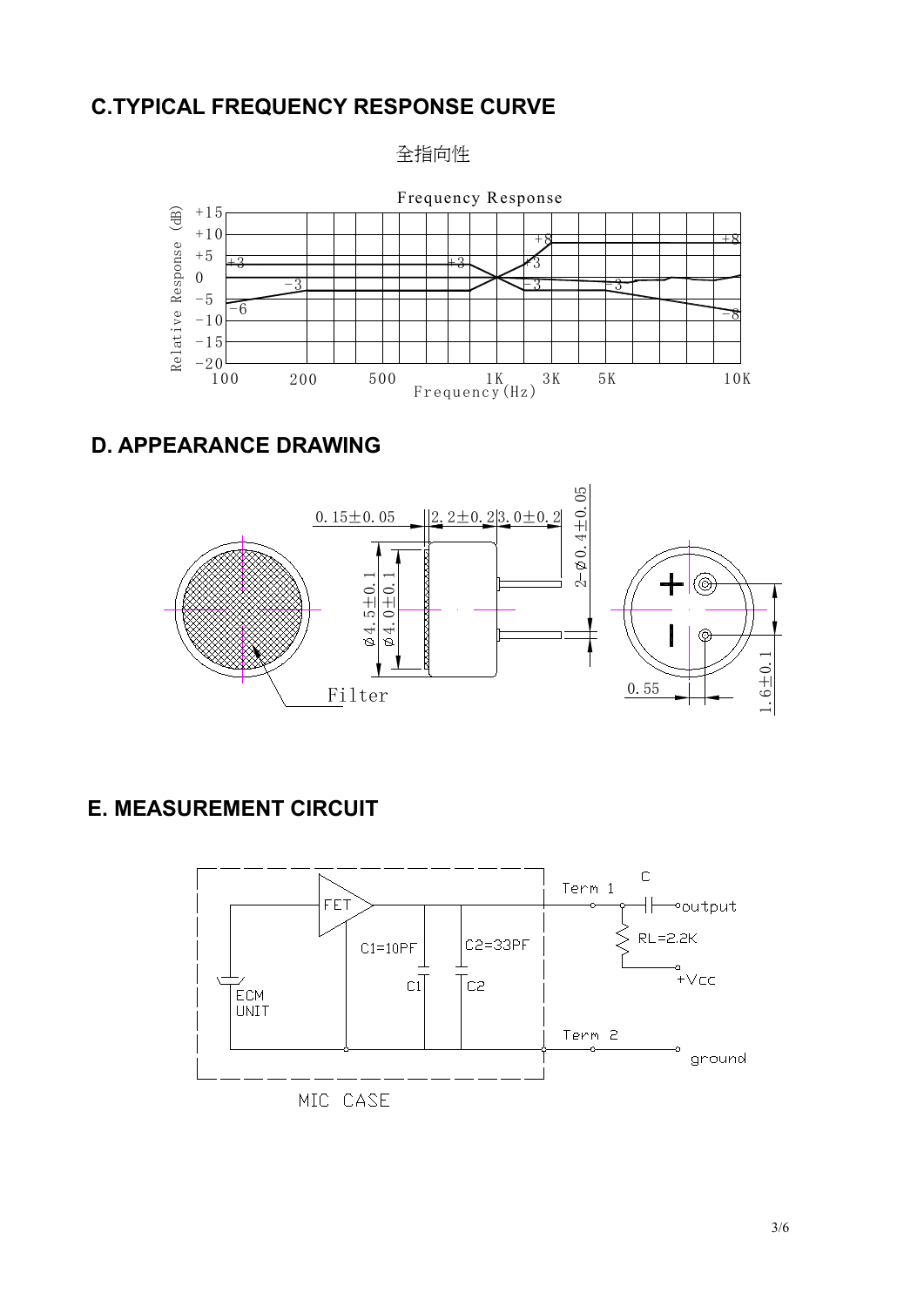## C.TYPICAL FREQUENCY RESPONSE CURVE

全指向性

Frequency Response

Relative Response (dB): +15, +10, +5, 0, −5, −10, −15, −20

Frequency (Hz): 100, 200, 500, 1K, 3K, 5K, 10K

Curve labels: +3, −3, −6, +3, +8, +3, −3, −3, +8, −8

## D. APPEARANCE DRAWING

0. 15±0. 05

2. 2±0. 2

3. 0±0. 2

2−Ø0. 4±0. 05

Ø4. 5±0. 1

Ø4. 0±0. 1

Filter

0. 55

1. 6±0. 1

## E. MEASUREMENT CIRCUIT

FET

C1=10PF

C2=33PF

C1

C2

ECM UNIT

MIC CASE

Term 1

Term 2

C

output

RL=2.2K

+Vcc

ground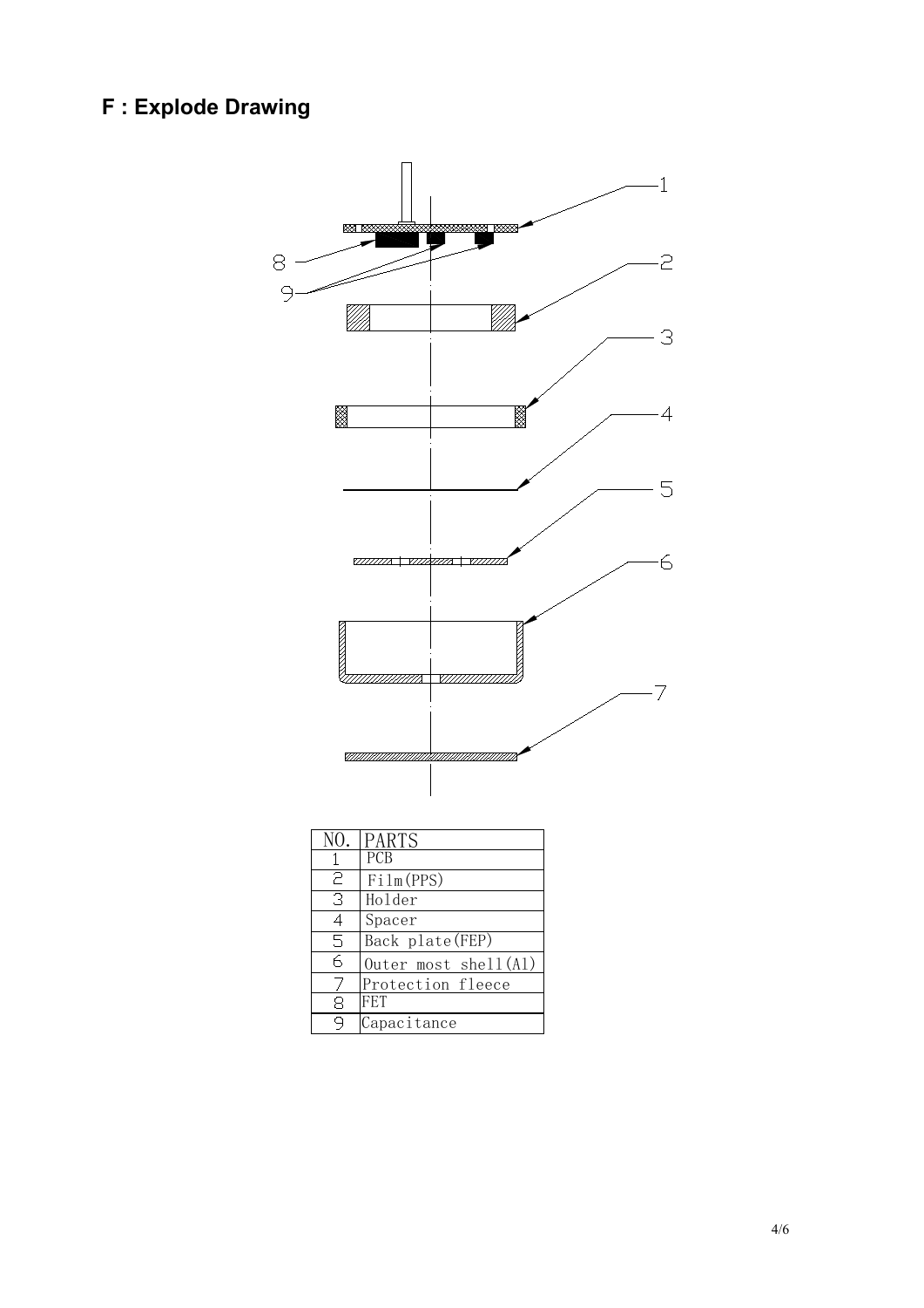## F : Explode Drawing

| NO. | PARTS |
|---|---|
| 1 | PCB |
| 2 | Film(PPS) |
| 3 | Holder |
| 4 | Spacer |
| 5 | Back plate(FEP) |
| 6 | Outer most shell(Al) |
| 7 | Protection fleece |
| 8 | FET |
| 9 | Capacitance |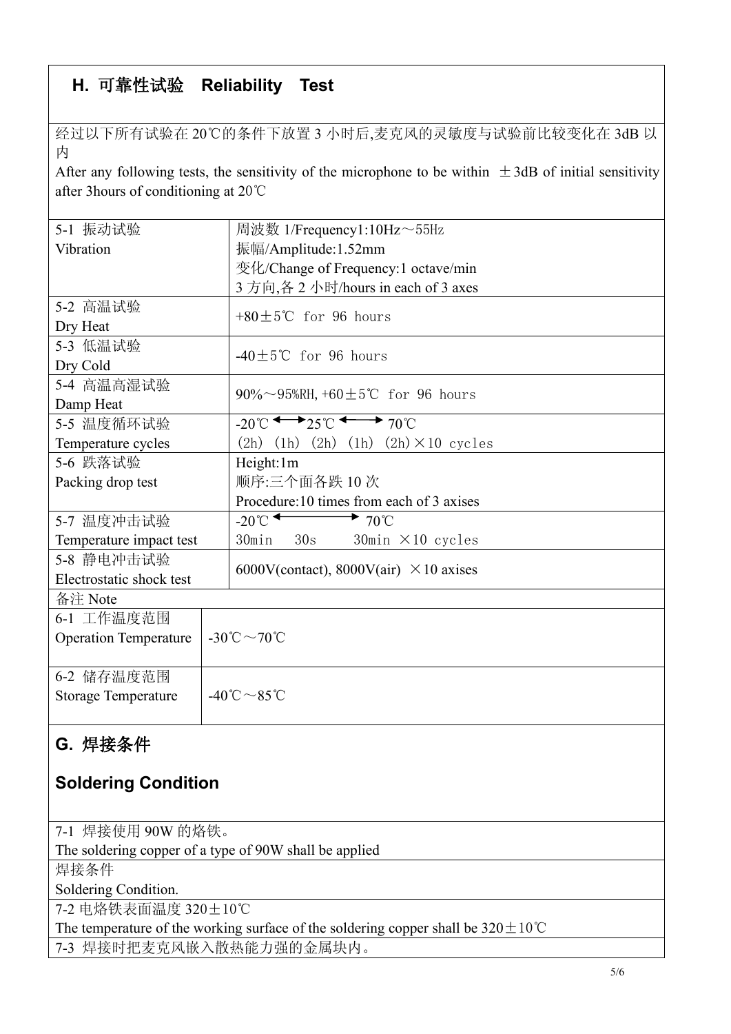## H. 可靠性试验　Reliability　Test

经过以下所有试验在 20℃的条件下放置 3 小时后,麦克风的灵敏度与试验前比较变化在 3dB 以内

After any following tests, the sensitivity of the microphone to be within ±3dB of initial sensitivity after 3hours of conditioning at 20℃

| | |
|---|---|
| 5-1 振动试验<br>Vibration | 周波数 1/Frequency1:10Hz～55Hz<br>振幅/Amplitude:1.52mm<br>变化/Change of Frequency:1 octave/min<br>3 方向,各 2 小时/hours in each of 3 axes |
| 5-2 高温试验<br>Dry Heat | +80±5℃ for 96 hours |
| 5-3 低温试验<br>Dry Cold | -40±5℃ for 96 hours |
| 5-4 高温高湿试验<br>Damp Heat | 90%～95%RH, +60±5℃ for 96 hours |
| 5-5 温度循环试验<br>Temperature cycles | -20℃ ⟷ 25℃ ⟷ 70℃<br>(2h) (1h) (2h) (1h) (2h)×10 cycles |
| 5-6 跌落试验<br>Packing drop test | Height:1m<br>顺序:三个面各跌 10 次<br>Procedure:10 times from each of 3 axises |
| 5-7 温度冲击试验<br>Temperature impact test | -20℃ ⟷ 70℃<br>30min 30s 30min ×10 cycles |
| 5-8 静电冲击试验<br>Electrostatic shock test | 6000V(contact), 8000V(air) ×10 axises |

备注 Note

| | |
|---|---|
| 6-1 工作温度范围<br>Operation Temperature | -30℃～70℃ |
| 6-2 储存温度范围<br>Storage Temperature | -40℃～85℃ |

## G. 焊接条件

## Soldering Condition

7-1 焊接使用 90W 的烙铁。
The soldering copper of a type of 90W shall be applied

焊接条件
Soldering Condition.

7-2 电烙铁表面温度 320±10℃
The temperature of the working surface of the soldering copper shall be 320±10℃

7-3 焊接时把麦克风嵌入散热能力强的金属块内。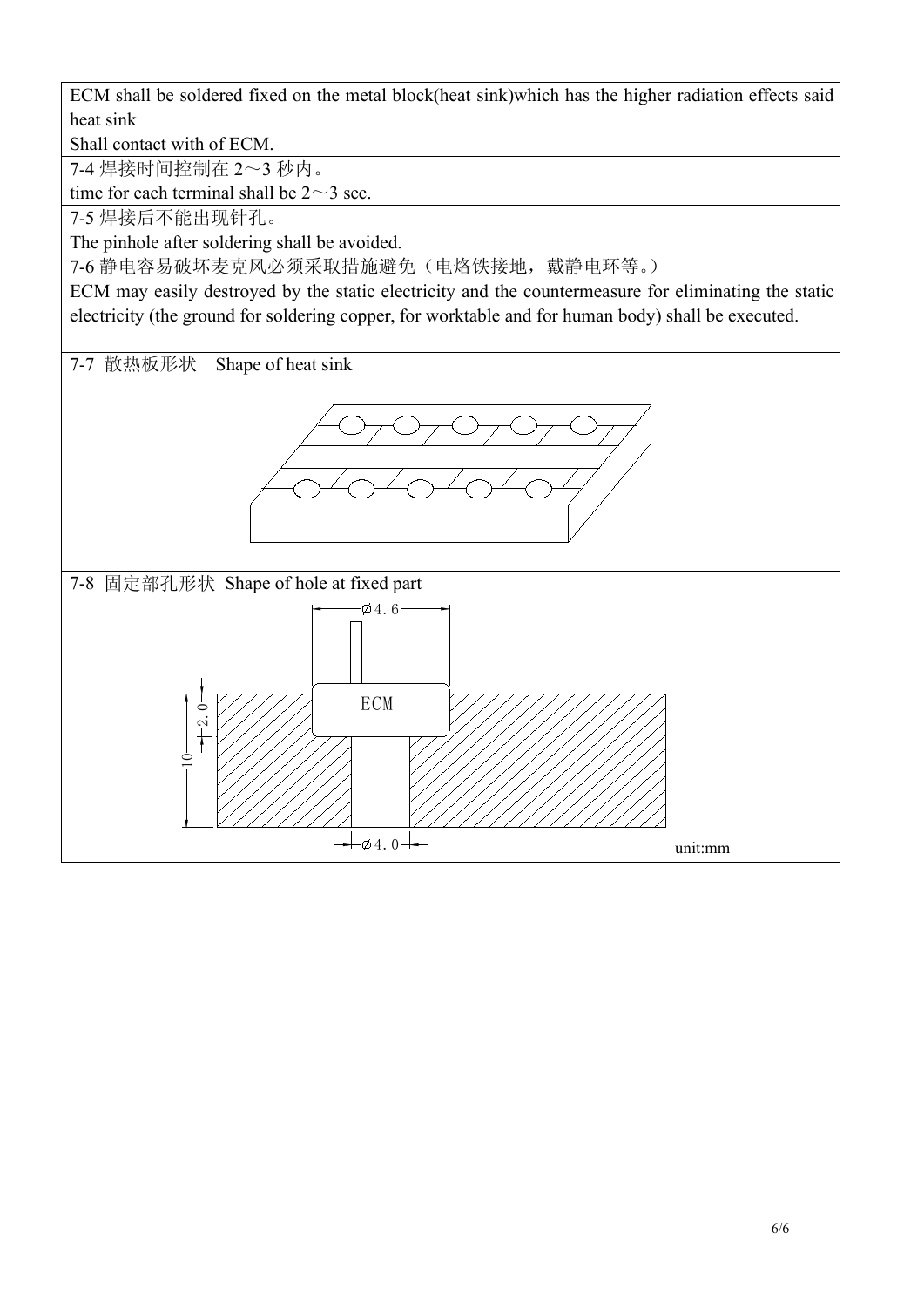ECM shall be soldered fixed on the metal block(heat sink)which has the higher radiation effects said heat sink

Shall contact with of ECM.

7-4 焊接时间控制在 2～3 秒内。

time for each terminal shall be 2～3 sec.

7-5 焊接后不能出现针孔。

The pinhole after soldering shall be avoided.

7-6 静电容易破坏麦克风必须采取措施避免（电烙铁接地，戴静电环等。）

ECM may easily destroyed by the static electricity and the countermeasure for eliminating the static electricity (the ground for soldering copper, for worktable and for human body) shall be executed.

7-7 散热板形状 Shape of heat sink

7-8 固定部孔形状 Shape of hole at fixed part

Ø4.6

ECM

2.0

10

Ø4.0

unit:mm